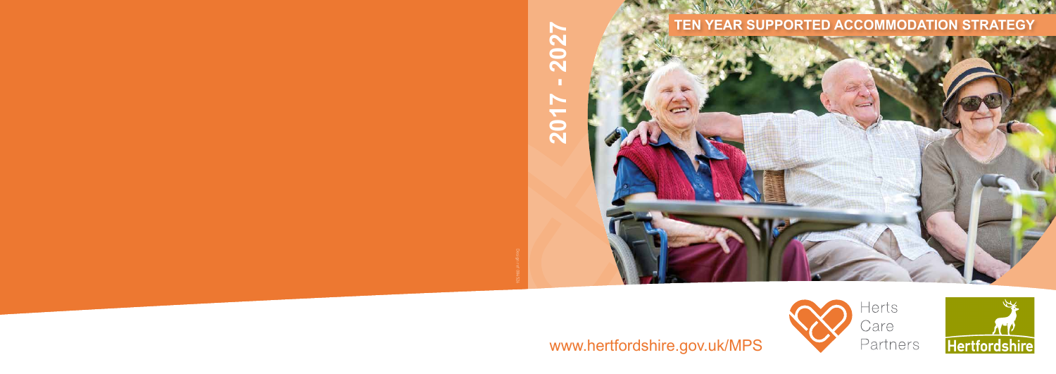# TEN YEAR SUPPORTED ACCOMMODATION STRATEGY

2017 - 2027

Herts Care Partners

Hertfordshire

www.hertfordshire.gov.uk/MPS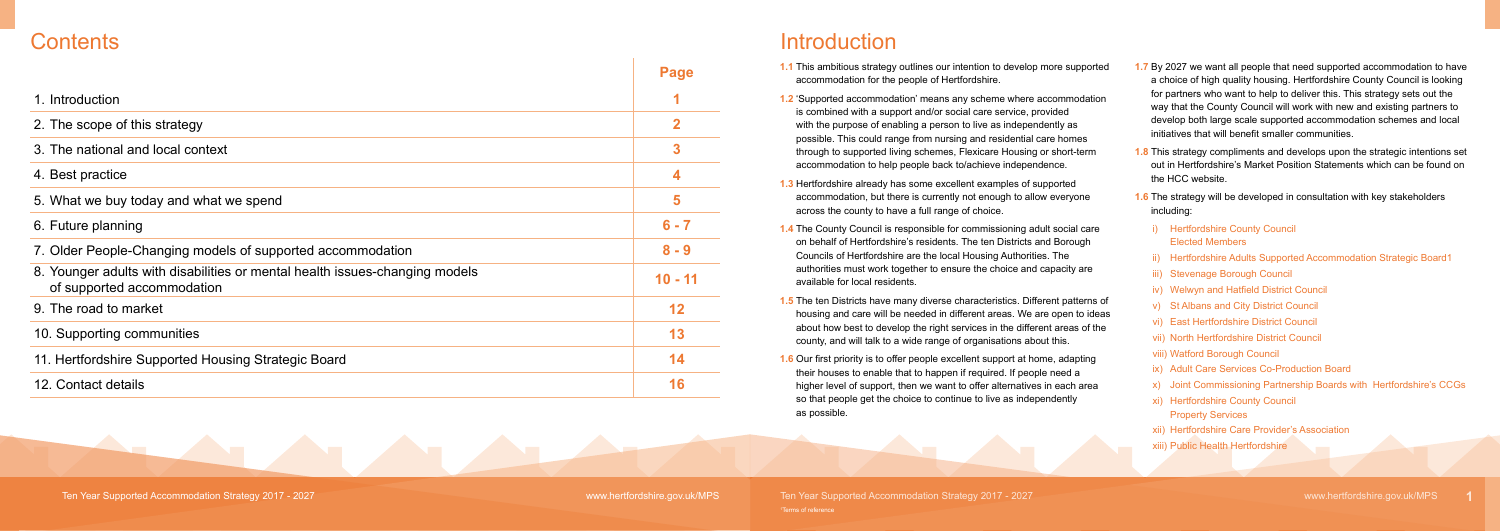# Contents

| | Page |
|---|---|
| 1. Introduction | 1 |
| 2. The scope of this strategy | 2 |
| 3. The national and local context | 3 |
| 4. Best practice | 4 |
| 5. What we buy today and what we spend | 5 |
| 6. Future planning | 6 - 7 |
| 7. Older People-Changing models of supported accommodation | 8 - 9 |
| 8. Younger adults with disabilities or mental health issues-changing models of supported accommodation | 10 - 11 |
| 9. The road to market | 12 |
| 10. Supporting communities | 13 |
| 11. Hertfordshire Supported Housing Strategic Board | 14 |
| 12. Contact details | 16 |

# Introduction

**1.1** This ambitious strategy outlines our intention to develop more supported accommodation for the people of Hertfordshire.

**1.2** 'Supported accommodation' means any scheme where accommodation is combined with a support and/or social care service, provided with the purpose of enabling a person to live as independently as possible. This could range from nursing and residential care homes through to supported living schemes, Flexicare Housing or short-term accommodation to help people back to/achieve independence.

**1.3** Hertfordshire already has some excellent examples of supported accommodation, but there is currently not enough to allow everyone across the county to have a full range of choice.

**1.4** The County Council is responsible for commissioning adult social care on behalf of Hertfordshire's residents. The ten Districts and Borough Councils of Hertfordshire are the local Housing Authorities. The authorities must work together to ensure the choice and capacity are available for local residents.

**1.5** The ten Districts have many diverse characteristics. Different patterns of housing and care will be needed in different areas. We are open to ideas about how best to develop the right services in the different areas of the county, and will talk to a wide range of organisations about this.

**1.6** Our first priority is to offer people excellent support at home, adapting their houses to enable that to happen if required. If people need a higher level of support, then we want to offer alternatives in each area so that people get the choice to continue to live as independently as possible.

**1.7** By 2027 we want all people that need supported accommodation to have a choice of high quality housing. Hertfordshire County Council is looking for partners who want to help to deliver this. This strategy sets out the way that the County Council will work with new and existing partners to develop both large scale supported accommodation schemes and local initiatives that will benefit smaller communities.

**1.8** This strategy compliments and develops upon the strategic intentions set out in Hertfordshire's Market Position Statements which can be found on the HCC website.

**1.6** The strategy will be developed in consultation with key stakeholders including:

i) Hertfordshire County Council Elected Members
ii) Hertfordshire Adults Supported Accommodation Strategic Board[1]
iii) Stevenage Borough Council
iv) Welwyn and Hatfield District Council
v) St Albans and City District Council
vi) East Hertfordshire District Council
vii) North Hertfordshire District Council
viii) Watford Borough Council
ix) Adult Care Services Co-Production Board
x) Joint Commissioning Partnership Boards with Hertfordshire's CCGs
xi) Hertfordshire County Council Property Services
xii) Hertfordshire Care Provider's Association
xiii) Public Health Hertfordshire

[1]Terms of reference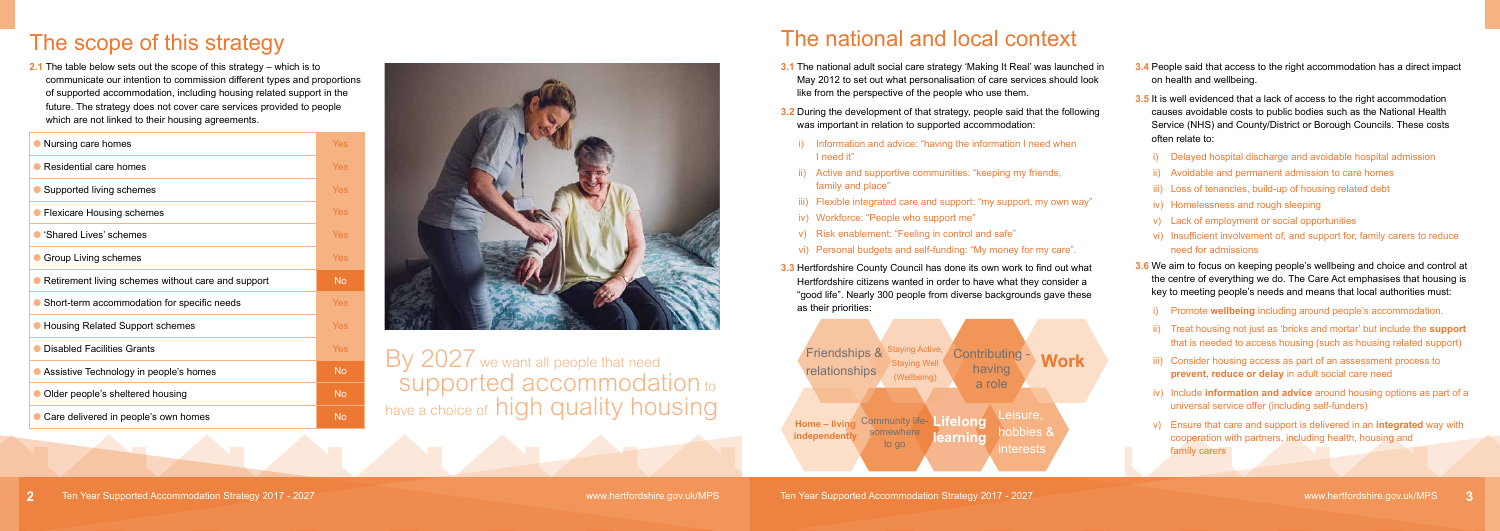# The scope of this strategy

**2.1** The table below sets out the scope of this strategy – which is to communicate our intention to commission different types and proportions of supported accommodation, including housing related support in the future. The strategy does not cover care services provided to people which are not linked to their housing agreements.

| Type | In scope |
|---|---|
| Nursing care homes | Yes |
| Residential care homes | Yes |
| Supported living schemes | Yes |
| Flexicare Housing schemes | Yes |
| 'Shared Lives' schemes | Yes |
| Group Living schemes | Yes |
| Retirement living schemes without care and support | No |
| Short-term accommodation for specific needs | Yes |
| Housing Related Support schemes | Yes |
| Disabled Facilities Grants | Yes |
| Assistive Technology in people's homes | No |
| Older people's sheltered housing | No |
| Care delivered in people's own homes | No |

By 2027 we want all people that need supported accommodation to have a choice of high quality housing

# The national and local context

**3.1** The national adult social care strategy 'Making It Real' was launched in May 2012 to set out what personalisation of care services should look like from the perspective of the people who use them.

**3.2** During the development of that strategy, people said that the following was important in relation to supported accommodation:

i) Information and advice: "having the information I need when I need it"
ii) Active and supportive communities: "keeping my friends, family and place"
iii) Flexible integrated care and support: "my support, my own way"
iv) Workforce: "People who support me"
v) Risk enablement: "Feeling in control and safe"
vi) Personal budgets and self-funding: "My money for my care".

**3.3** Hertfordshire County Council has done its own work to find out what Hertfordshire citizens wanted in order to have what they consider a "good life". Nearly 300 people from diverse backgrounds gave these as their priorities:

- Friendships & relationships
- Staying Active, Staying Well (Wellbeing)
- Contributing - having a role
- **Work**
- **Home – living independently**
- Community life - somewhere to go
- **Lifelong learning**
- Leisure, hobbies & interests

**3.4** People said that access to the right accommodation has a direct impact on health and wellbeing.

**3.5** It is well evidenced that a lack of access to the right accommodation causes avoidable costs to public bodies such as the National Health Service (NHS) and County/District or Borough Councils. These costs often relate to:

i) Delayed hospital discharge and avoidable hospital admission
ii) Avoidable and permanent admission to care homes
iii) Loss of tenancies, build-up of housing related debt
iv) Homelessness and rough sleeping
v) Lack of employment or social opportunities
vi) Insufficient involvement of, and support for, family carers to reduce need for admissions

**3.6** We aim to focus on keeping people's wellbeing and choice and control at the centre of everything we do. The Care Act emphasises that housing is key to meeting people's needs and means that local authorities must:

i) Promote **wellbeing** including around people's accommodation.
ii) Treat housing not just as 'bricks and mortar' but include the **support** that is needed to access housing (such as housing related support)
iii) Consider housing access as part of an assessment process to **prevent, reduce or delay** in adult social care need
iv) Include **information and advice** around housing options as part of a universal service offer (including self-funders)
v) Ensure that care and support is delivered in an **integrated** way with cooperation with partners, including health, housing and family carers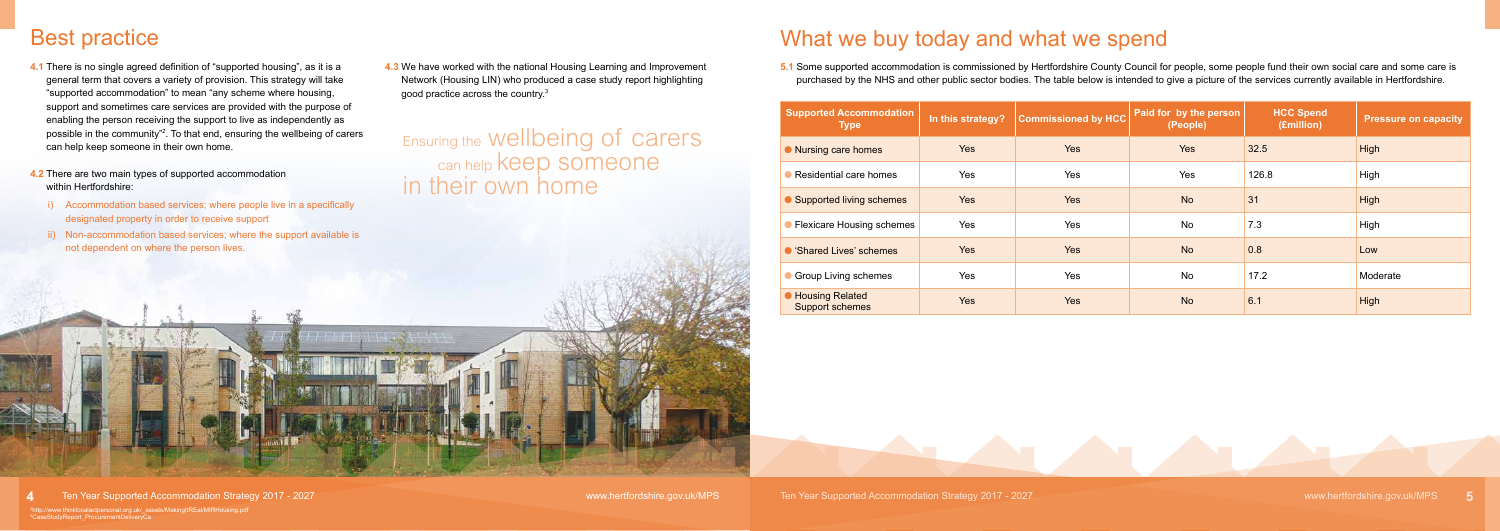# Best practice

**4.1** There is no single agreed definition of "supported housing", as it is a general term that covers a variety of provision. This strategy will take "supported accommodation" to mean "any scheme where housing, support and sometimes care services are provided with the purpose of enabling the person receiving the support to live as independently as possible in the community"[2]. To that end, ensuring the wellbeing of carers can help keep someone in their own home.

**4.2** There are two main types of supported accommodation within Hertfordshire:

i) Accommodation based services; where people live in a specifically designated property in order to receive support

ii) Non-accommodation based services; where the support available is not dependent on where the person lives.

**4.3** We have worked with the national Housing Learning and Improvement Network (Housing LIN) who produced a case study report highlighting good practice across the country.[3]

Ensuring the wellbeing of carers can help keep someone in their own home

[2]http://www.thinklocalactpersonal.org.uk/_assets/MakingItReal/MIRHousing.pdf
[3]CaseStudyReport_ProcurementDeliveryCa

# What we buy today and what we spend

**5.1** Some supported accommodation is commissioned by Hertfordshire County Council for people, some people fund their own social care and some care is purchased by the NHS and other public sector bodies. The table below is intended to give a picture of the services currently available in Hertfordshire.

| Supported Accommodation Type | In this strategy? | Commissioned by HCC | Paid for by the person (People) | HCC Spend (£million) | Pressure on capacity |
|---|---|---|---|---|---|
| Nursing care homes | Yes | Yes | Yes | 32.5 | High |
| Residential care homes | Yes | Yes | Yes | 126.8 | High |
| Supported living schemes | Yes | Yes | No | 31 | High |
| Flexicare Housing schemes | Yes | Yes | No | 7.3 | High |
| 'Shared Lives' schemes | Yes | Yes | No | 0.8 | Low |
| Group Living schemes | Yes | Yes | No | 17.2 | Moderate |
| Housing Related Support schemes | Yes | Yes | No | 6.1 | High |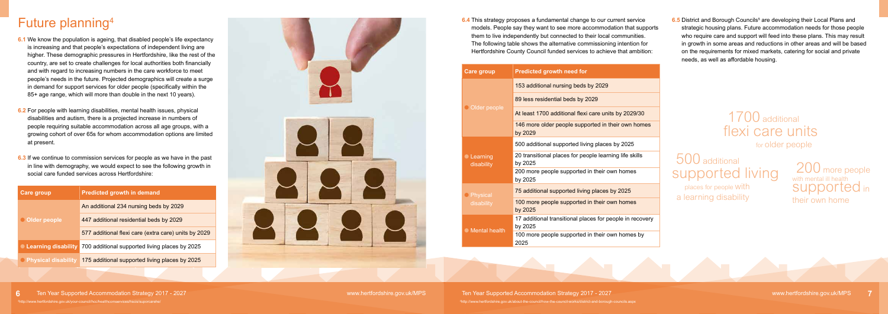# Future planning[4]

**6.1** We know the population is ageing, that disabled people's life expectancy is increasing and that people's expectations of independent living are higher. These demographic pressures in Hertfordshire, like the rest of the country, are set to create challenges for local authorities both financially and with regard to increasing numbers in the care workforce to meet people's needs in the future. Projected demographics will create a surge in demand for support services for older people (specifically within the 85+ age range, which will more than double in the next 10 years).

**6.2** For people with learning disabilities, mental health issues, physical disabilities and autism, there is a projected increase in numbers of people requiring suitable accommodation across all age groups, with a growing cohort of over 65s for whom accommodation options are limited at present.

**6.3** If we continue to commission services for people as we have in the past in line with demography, we would expect to see the following growth in social care funded services across Hertfordshire:

| Care group | Predicted growth in demand |
|---|---|
| Older people | An additional 234 nursing beds by 2029 |
| | 447 additional residential beds by 2029 |
| | 577 additional flexi care (extra care) units by 2029 |
| Learning disability | 700 additional supported living places by 2025 |
| Physical disability | 175 additional supported living places by 2025 |

**6.4** This strategy proposes a fundamental change to our current service models. People say they want to see more accommodation that supports them to live independently but connected to their local communities. The following table shows the alternative commissioning intention for Hertfordshire County Council funded services to achieve that ambition:

| Care group | Predicted growth need for |
|---|---|
| Older people | 153 additional nursing beds by 2029 |
| | 89 less residential beds by 2029 |
| | At least 1700 additional flexi care units by 2029/30 |
| | 146 more older people supported in their own homes by 2029 |
| Learning disability | 500 additional supported living places by 2025 |
| | 20 transitional places for people learning life skills by 2025 |
| | 200 more people supported in their own homes by 2025 |
| Physical disability | 75 additional supported living places by 2025 |
| | 100 more people supported in their own homes by 2025 |
| Mental health | 17 additional transitional places for people in recovery by 2025 |
| | 100 more people supported in their own homes by 2025 |

**6.5** District and Borough Councils[5] are developing their Local Plans and strategic housing plans. Future accommodation needs for those people who require care and support will feed into these plans. This may result in growth in some areas and reductions in other areas and will be based on the requirements for mixed markets, catering for social and private needs, as well as affordable housing.

**1700** additional flexi care units for older people

**500** additional supported living places for people with a learning disability

**200** more people with mental ill health supported in their own home

[4] http://www.hertfordshire.gov.uk/your-council/hcc/healthcomservices/hscis/supcareshe/

[5] http://www.hertfordshire.gov.uk/about-the-council/how-the-council-works/district-and-borough-councils.aspx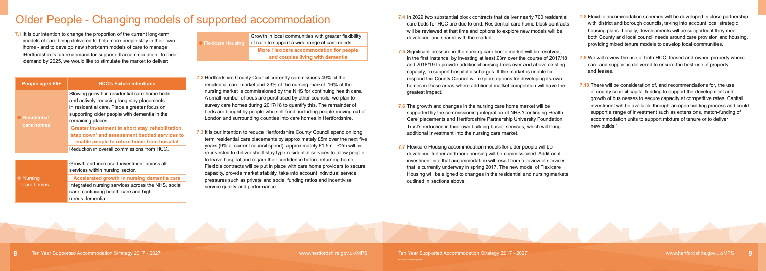# Older People - Changing models of supported accommodation

**7.1** It is our intention to change the proportion of the current long-term models of care being delivered to help more people stay in their own home - and to develop new short-term models of care to manage Hertfordshire's future demand for supported accommodation. To meet demand by 2025, we would like to stimulate the market to deliver:

| People aged 65+ | HCC's Future intentions |
|---|---|
| Residential care homes | Slowing growth in residential care home beds and actively reducing long stay placements in residential care. Place a greater focus on supporting older people with dementia in the remaining places. |
| | **Greater investment in short stay, rehabilitation, 'step down' and assessment bedded services to enable people to return home from hospital** |
| | Reduction in overall commissions from HCC. |
| Nursing care homes | Growth and increased investment across all services within nursing sector. |
| | **Accelerated growth in nursing dementia care** |
| | Integrated nursing services across the NHS, social care, continuing health care and high needs dementia. |
| Flexicare Housing | Growth in local communities with greater flexibility of care to support a wide range of care needs |
| | **More Flexicare accommodation for people and couples living with dementia** |

**7.2** Hertfordshire County Council currently commissions 49% of the residential care market and 23% of the nursing market. 16% of the nursing market is commissioned by the NHS for continuing health care. A small number of beds are purchased by other councils; we plan to survey care homes during 2017/18 to quantify this. The remainder of beds are bought by people who self-fund, including people moving out of London and surrounding counties into care homes in Hertfordshire.

**7.3** It is our intention to reduce Hertfordshire County Council spend on long term residential care placements by approximately £5m over the next five years (9% of current council spend); approximately £1.5m - £2m will be re-invested to deliver short-stay type residential services to allow people to leave hospital and regain their confidence before returning home. Flexible contracts will be put in place with care home providers to secure capacity, provide market stability, take into account individual service pressures such as private and social funding ratios and incentivise service quality and performance

**7.4** In 2029 two substantial block contracts that deliver nearly 700 residential care beds for HCC are due to end. Residential care home block contracts will be reviewed at that time and options to explore new models will be developed and shared with the market.

**7.5** Significant pressure in the nursing care home market will be resolved, in the first instance, by investing at least £3m over the course of 2017/18 and 2018/19 to provide additional nursing beds over and above existing capacity, to support hospital discharges. If the market is unable to respond the County Council will explore options for developing its own homes in those areas where additional market competition will have the greatest impact.

**7.6** The growth and changes in the nursing care home market will be supported by the commissioning integration of NHS 'Continuing Health Care' placements and Hertfordshire Partnership University Foundation Trust's reduction in their own building-based services, which will bring additional investment into the nursing care market.

**7.7** Flexicare Housing accommodation models for older people will be developed further and more housing will be commissioned. Additional investment into that accommodation will result from a review of services that is currently underway in spring 2017. The new model of Flexicare Housing will be aligned to changes in the residential and nursing markets outlined in sections above.

**7.8** Flexible accommodation schemes will be developed in close partnership with district and borough councils, taking into account local strategic housing plans. Locally, developments will be supported if they meet both County and local council needs around care provision and housing, providing mixed tenure models to develop local communities.

**7.9** We will review the use of both HCC leased and owned property where care and support is delivered to ensure the best use of property and leases.

**7.10** There will be consideration of, and recommendations for, the use of county council capital funding to support the development and growth of businesses to secure capacity at competitive rates. Capital investment will be available through an open bidding process and could support a range of investment such as extensions, match-funding of accommodation units to support mixture of tenure or to deliver new builds.[6]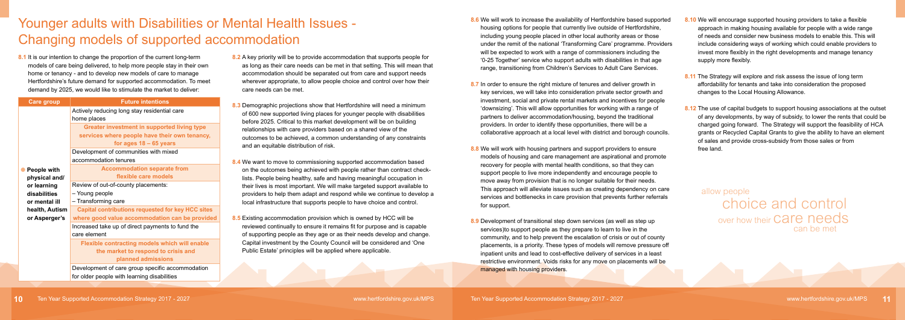# Younger adults with Disabilities or Mental Health Issues - Changing models of supported accommodation

**8.1** It is our intention to change the proportion of the current long-term models of care being delivered, to help more people stay in their own home or tenancy - and to develop new models of care to manage Hertfordshire's future demand for supported accommodation. To meet demand by 2025, we would like to stimulate the market to deliver:

| Care group | Future intentions |
| --- | --- |
| People with physical and/ or learning disabilities or mental ill health, Autism or Asperger's | Actively reducing long stay residential care home places |
| | **Greater investment in supported living type services where people have their own tenancy, for ages 18 – 65 years** |
| | Development of communities with mixed accommodation tenures |
| | **Accommodation separate from flexible care models** |
| | Review of out-of-county placements: – Young people – Transforming care |
| | **Capital contributions requested for key HCC sites where good value accommodation can be provided** |
| | Increased take up of direct payments to fund the care element |
| | **Flexible contracting models which will enable the market to respond to crisis and planned admissions** |
| | Development of care group specific accommodation for older people with learning disabilities |

**8.2** A key priority will be to provide accommodation that supports people for as long as their care needs can be met in that setting. This will mean that accommodation should be separated out from care and support needs wherever appropriate, to allow people choice and control over how their care needs can be met.

**8.3** Demographic projections show that Hertfordshire will need a minimum of 600 new supported living places for younger people with disabilities before 2025. Critical to this market development will be on building relationships with care providers based on a shared view of the outcomes to be achieved, a common understanding of any constraints and an equitable distribution of risk.

**8.4** We want to move to commissioning supported accommodation based on the outcomes being achieved with people rather than contract check-lists. People being healthy, safe and having meaningful occupation in their lives is most important. We will make targeted support available to providers to help them adapt and respond while we continue to develop a local infrastructure that supports people to have choice and control.

**8.5** Existing accommodation provision which is owned by HCC will be reviewed continually to ensure it remains fit for purpose and is capable of supporting people as they age or as their needs develop and change. Capital investment by the County Council will be considered and 'One Public Estate' principles will be applied where applicable.

**8.6** We will work to increase the availability of Hertfordshire based supported housing options for people that currently live outside of Hertfordshire, including young people placed in other local authority areas or those under the remit of the national 'Transforming Care' programme. Providers will be expected to work with a range of commissioners including the '0-25 Together' service who support adults with disabilities in that age range, transitioning from Children's Services to Adult Care Services.

**8.7** In order to ensure the right mixture of tenures and deliver growth in key services, we will take into consideration private sector growth and investment, social and private rental markets and incentives for people 'downsizing'. This will allow opportunities for working with a range of partners to deliver accommodation/housing, beyond the traditional providers. In order to identify these opportunities, there will be a collaborative approach at a local level with district and borough councils.

**8.8** We will work with housing partners and support providers to ensure models of housing and care management are aspirational and promote recovery for people with mental health conditions, so that they can support people to live more independently and encourage people to move away from provision that is no longer suitable for their needs. This approach will alleviate issues such as creating dependency on care services and bottlenecks in care provision that prevents further referrals for support.

**8.9** Development of transitional step down services (as well as step up services)to support people as they prepare to learn to live in the community, and to help prevent the escalation of crisis or out of county placements, is a priority. These types of models will remove pressure off inpatient units and lead to cost-effective delivery of services in a least restrictive environment. Voids risks for any move on placements will be managed with housing providers.

**8.10** We will encourage supported housing providers to take a flexible approach in making housing available for people with a wide range of needs and consider new business models to enable this. This will include considering ways of working which could enable providers to invest more flexibly in the right developments and manage tenancy supply more flexibly.

**8.11** The Strategy will explore and risk assess the issue of long term affordability for tenants and take into consideration the proposed changes to the Local Housing Allowance.

**8.12** The use of capital budgets to support housing associations at the outset of any developments, by way of subsidy, to lower the rents that could be charged going forward. The Strategy will support the feasibility of HCA grants or Recycled Capital Grants to give the ability to have an element of sales and provide cross-subsidy from those sales or from free land.

allow people choice and control over how their care needs can be met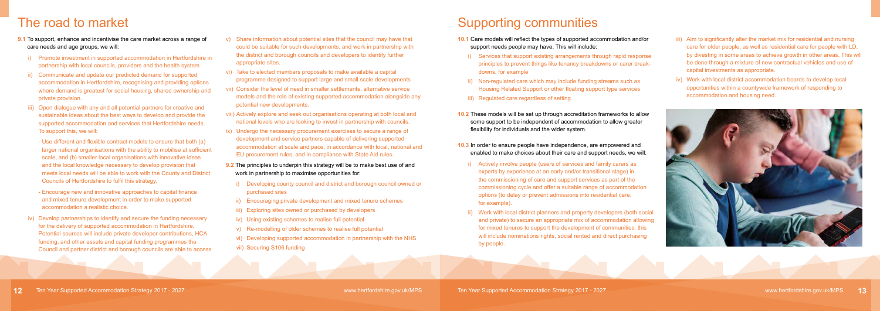# The road to market

**9.1** To support, enhance and incentivise the care market across a range of care needs and age groups, we will:

i) Promote investment in supported accommodation in Hertfordshire in partnership with local councils, providers and the health system

ii) Communicate and update our predicted demand for supported accommodation in Hertfordshire, recognising and providing options where demand is greatest for social housing, shared ownership and private provision.

iii) Open dialogue with any and all potential partners for creative and sustainable ideas about the best ways to develop and provide the supported accommodation and services that Hertfordshire needs. To support this, we will:

- Use different and flexible contract models to ensure that both (a) larger national organisations with the ability to mobilise at sufficient scale, and (b) smaller local organisations with innovative ideas and the local knowledge necessary to develop provision that meets local needs will be able to work with the County and District Councils of Hertfordshire to fulfil this strategy.

- Encourage new and innovative approaches to capital finance and mixed tenure development in order to make supported accommodation a realistic choice.

iv) Develop partnerships to identify and secure the funding necessary for the delivery of supported accommodation in Hertfordshire. Potential sources will include private developer contributions, HCA funding, and other assets and capital funding programmes the Council and partner district and borough councils are able to access.

v) Share information about potential sites that the council may have that could be suitable for such developments, and work in partnership with the district and borough councils and developers to identify further appropriate sites.

vi) Take to elected members proposals to make available a capital programme designed to support large and small scale developments

vii) Consider the level of need in smaller settlements, alternative service models and the role of existing supported accommodation alongside any potential new developments.

viii) Actively explore and seek out organisations operating at both local and national levels who are looking to invest in partnership with councils.

ix) Undergo the necessary procurement exercises to secure a range of development and service partners capable of delivering supported accommodation at scale and pace, in accordance with local, national and EU procurement rules, and in compliance with State Aid rules.

**9.2** The principles to underpin this strategy will be to make best use of and work in partnership to maximise opportunities for:

i) Developing county council and district and borough council owned or purchased sites

ii) Encouraging private development and mixed tenure schemes

iii) Exploring sites owned or purchased by developers

iv) Using existing schemes to realise full potential

v) Re-modelling of older schemes to realise full potential

vi) Developing supported accommodation in partnership with the NHS

vii) Securing S106 funding

# Supporting communities

**10.1** Care models will reflect the types of supported accommodation and/or support needs people may have. This will include:

i) Services that support existing arrangements through rapid response principles to prevent things like tenancy breakdowns or carer break-downs, for example

ii) Non-regulated care which may include funding streams such as Housing Related Support or other floating support type services

iii) Regulated care regardless of setting

**10.2** These models will be set up through accreditation frameworks to allow some support to be independent of accommodation to allow greater flexibility for individuals and the wider system.

**10.3** In order to ensure people have independence, are empowered and enabled to make choices about their care and support needs, we will:

i) Actively involve people (users of services and family carers as experts by experience at an early and/or transitional stage) in the commissioning of care and support services as part of the commissioning cycle and offer a suitable range of accommodation options (to delay or prevent admissions into residential care, for example).

ii) Work with local district planners and property developers (both social and private) to secure an appropriate mix of accommodation allowing for mixed tenures to support the development of communities; this will include nominations rights, social rented and direct purchasing by people.

iii) Aim to significantly alter the market mix for residential and nursing care for older people, as well as residential care for people with LD, by divesting in some areas to achieve growth in other areas. This will be done through a mixture of new contractual vehicles and use of capital investments as appropriate.

iv) Work with local district accommodation boards to develop local opportunities within a countywide framework of responding to accommodation and housing need.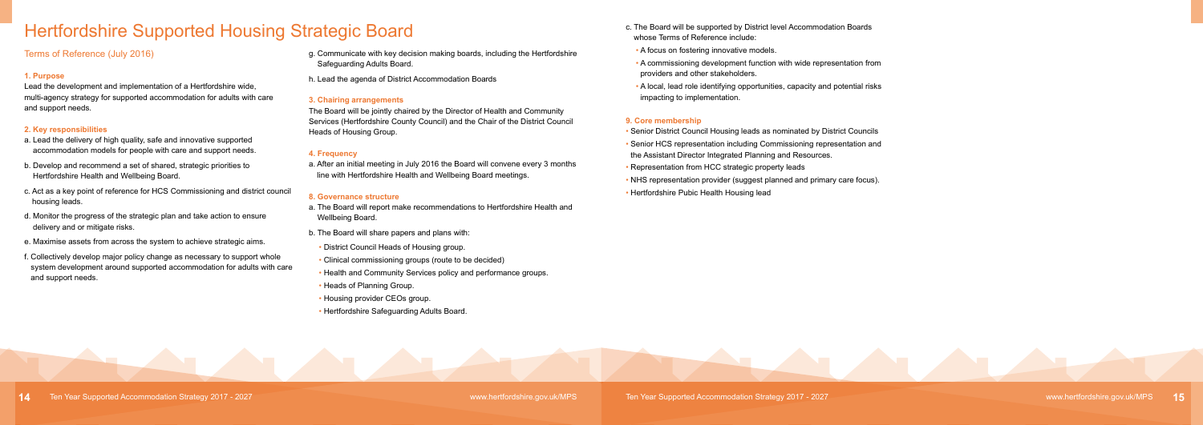# Hertfordshire Supported Housing Strategic Board

## Terms of Reference (July 2016)

### 1. Purpose

Lead the development and implementation of a Hertfordshire wide, multi-agency strategy for supported accommodation for adults with care and support needs.

### 2. Key responsibilities

a. Lead the delivery of high quality, safe and innovative supported accommodation models for people with care and support needs.

b. Develop and recommend a set of shared, strategic priorities to Hertfordshire Health and Wellbeing Board.

c. Act as a key point of reference for HCS Commissioning and district council housing leads.

d. Monitor the progress of the strategic plan and take action to ensure delivery and or mitigate risks.

e. Maximise assets from across the system to achieve strategic aims.

f. Collectively develop major policy change as necessary to support whole system development around supported accommodation for adults with care and support needs.

g. Communicate with key decision making boards, including the Hertfordshire Safeguarding Adults Board.

h. Lead the agenda of District Accommodation Boards

### 3. Chairing arrangements

The Board will be jointly chaired by the Director of Health and Community Services (Hertfordshire County Council) and the Chair of the District Council Heads of Housing Group.

### 4. Frequency

a. After an initial meeting in July 2016 the Board will convene every 3 months line with Hertfordshire Health and Wellbeing Board meetings.

### 8. Governance structure

a. The Board will report make recommendations to Hertfordshire Health and Wellbeing Board.

b. The Board will share papers and plans with:

- District Council Heads of Housing group.
- Clinical commissioning groups (route to be decided)
- Health and Community Services policy and performance groups.
- Heads of Planning Group.
- Housing provider CEOs group.
- Hertfordshire Safeguarding Adults Board.

c. The Board will be supported by District level Accommodation Boards whose Terms of Reference include:

- A focus on fostering innovative models.
- A commissioning development function with wide representation from providers and other stakeholders.
- A local, lead role identifying opportunities, capacity and potential risks impacting to implementation.

### 9. Core membership

- Senior District Council Housing leads as nominated by District Councils
- Senior HCS representation including Commissioning representation and the Assistant Director Integrated Planning and Resources.
- Representation from HCC strategic property leads
- NHS representation provider (suggest planned and primary care focus).
- Hertfordshire Pubic Health Housing lead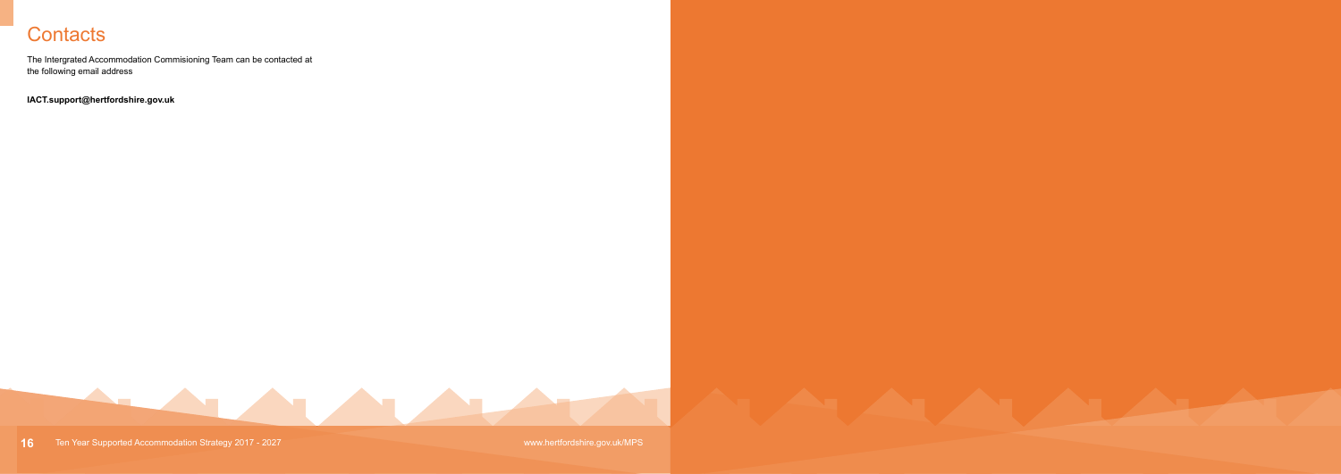# Contacts

The Intergrated Accommodation Commisioning Team can be contacted at the following email address

**IACT.support@hertfordshire.gov.uk**